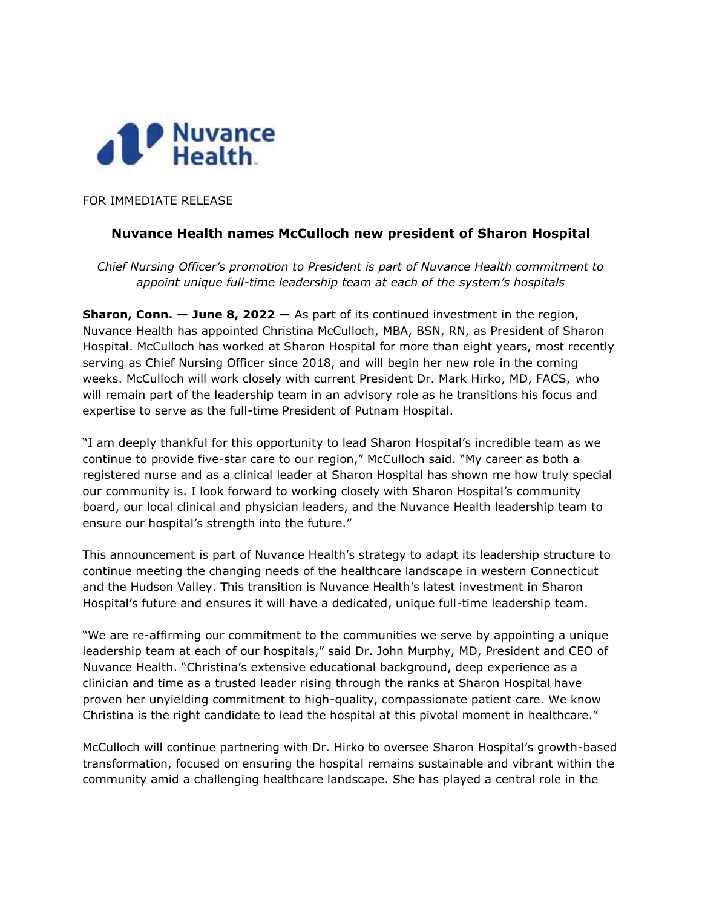Nuvance Health

FOR IMMEDIATE RELEASE

## Nuvance Health names McCulloch new president of Sharon Hospital

*Chief Nursing Officer's promotion to President is part of Nuvance Health commitment to appoint unique full-time leadership team at each of the system's hospitals*

**Sharon, Conn. — June 8, 2022 —** As part of its continued investment in the region, Nuvance Health has appointed Christina McCulloch, MBA, BSN, RN, as President of Sharon Hospital. McCulloch has worked at Sharon Hospital for more than eight years, most recently serving as Chief Nursing Officer since 2018, and will begin her new role in the coming weeks. McCulloch will work closely with current President Dr. Mark Hirko, MD, FACS, who will remain part of the leadership team in an advisory role as he transitions his focus and expertise to serve as the full-time President of Putnam Hospital.

"I am deeply thankful for this opportunity to lead Sharon Hospital's incredible team as we continue to provide five-star care to our region," McCulloch said. "My career as both a registered nurse and as a clinical leader at Sharon Hospital has shown me how truly special our community is. I look forward to working closely with Sharon Hospital's community board, our local clinical and physician leaders, and the Nuvance Health leadership team to ensure our hospital's strength into the future."

This announcement is part of Nuvance Health's strategy to adapt its leadership structure to continue meeting the changing needs of the healthcare landscape in western Connecticut and the Hudson Valley. This transition is Nuvance Health's latest investment in Sharon Hospital's future and ensures it will have a dedicated, unique full-time leadership team.

"We are re-affirming our commitment to the communities we serve by appointing a unique leadership team at each of our hospitals," said Dr. John Murphy, MD, President and CEO of Nuvance Health. "Christina's extensive educational background, deep experience as a clinician and time as a trusted leader rising through the ranks at Sharon Hospital have proven her unyielding commitment to high-quality, compassionate patient care. We know Christina is the right candidate to lead the hospital at this pivotal moment in healthcare."

McCulloch will continue partnering with Dr. Hirko to oversee Sharon Hospital's growth-based transformation, focused on ensuring the hospital remains sustainable and vibrant within the community amid a challenging healthcare landscape. She has played a central role in the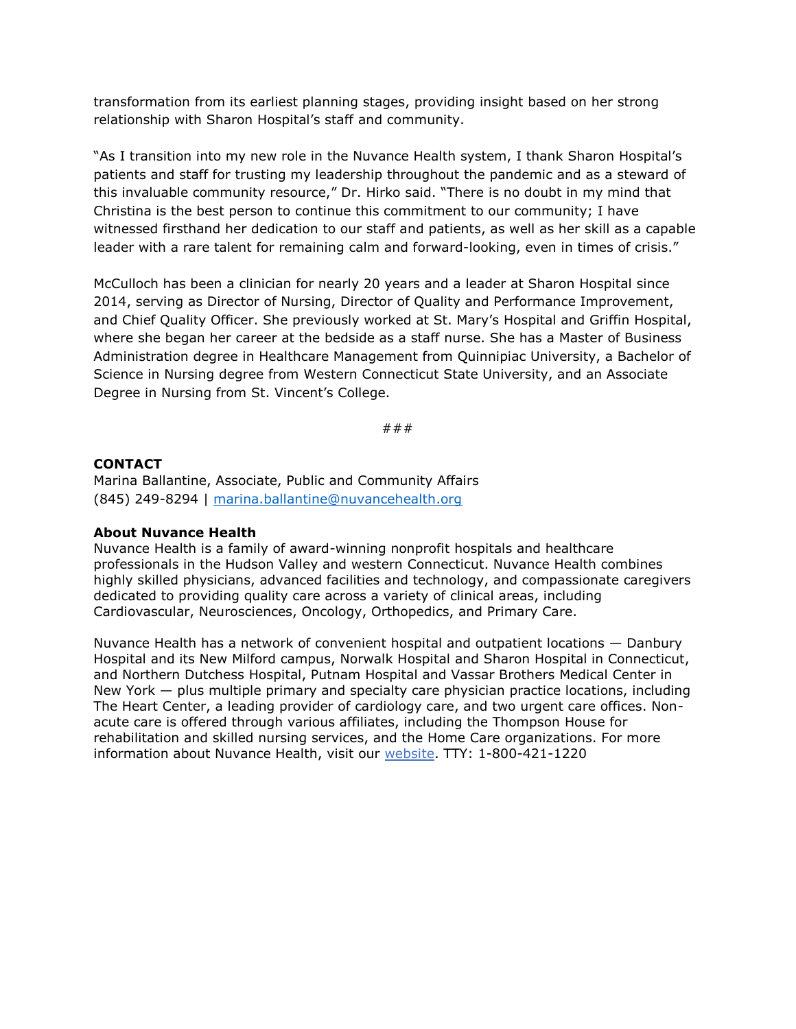transformation from its earliest planning stages, providing insight based on her strong relationship with Sharon Hospital's staff and community.

"As I transition into my new role in the Nuvance Health system, I thank Sharon Hospital's patients and staff for trusting my leadership throughout the pandemic and as a steward of this invaluable community resource," Dr. Hirko said. "There is no doubt in my mind that Christina is the best person to continue this commitment to our community; I have witnessed firsthand her dedication to our staff and patients, as well as her skill as a capable leader with a rare talent for remaining calm and forward-looking, even in times of crisis."

McCulloch has been a clinician for nearly 20 years and a leader at Sharon Hospital since 2014, serving as Director of Nursing, Director of Quality and Performance Improvement, and Chief Quality Officer. She previously worked at St. Mary's Hospital and Griffin Hospital, where she began her career at the bedside as a staff nurse. She has a Master of Business Administration degree in Healthcare Management from Quinnipiac University, a Bachelor of Science in Nursing degree from Western Connecticut State University, and an Associate Degree in Nursing from St. Vincent's College.

###

**CONTACT**
Marina Ballantine, Associate, Public and Community Affairs
(845) 249-8294 | marina.ballantine@nuvancehealth.org

**About Nuvance Health**
Nuvance Health is a family of award-winning nonprofit hospitals and healthcare professionals in the Hudson Valley and western Connecticut. Nuvance Health combines highly skilled physicians, advanced facilities and technology, and compassionate caregivers dedicated to providing quality care across a variety of clinical areas, including Cardiovascular, Neurosciences, Oncology, Orthopedics, and Primary Care.

Nuvance Health has a network of convenient hospital and outpatient locations — Danbury Hospital and its New Milford campus, Norwalk Hospital and Sharon Hospital in Connecticut, and Northern Dutchess Hospital, Putnam Hospital and Vassar Brothers Medical Center in New York — plus multiple primary and specialty care physician practice locations, including The Heart Center, a leading provider of cardiology care, and two urgent care offices. Non-acute care is offered through various affiliates, including the Thompson House for rehabilitation and skilled nursing services, and the Home Care organizations. For more information about Nuvance Health, visit our website. TTY: 1-800-421-1220